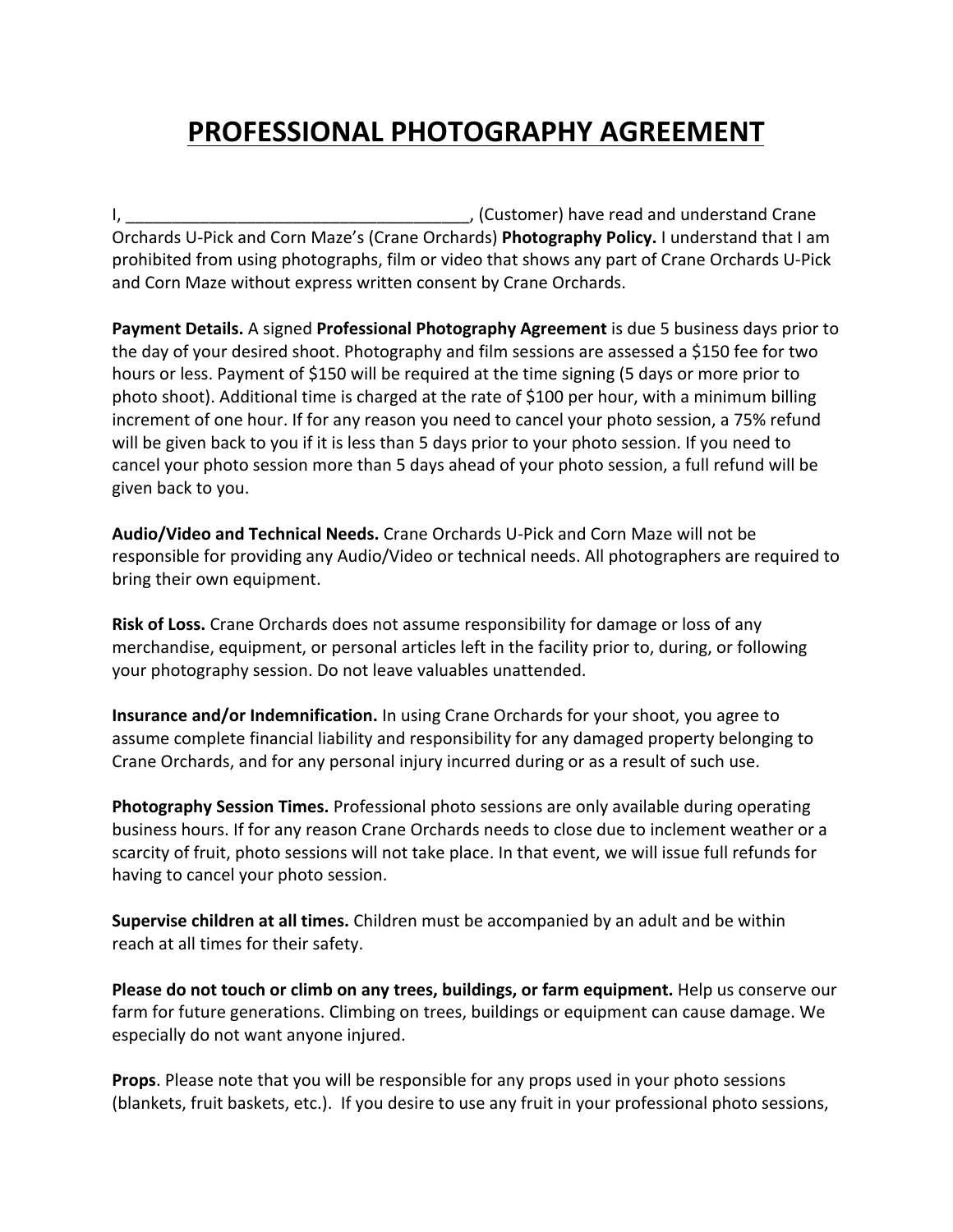# PROFESSIONAL PHOTOGRAPHY AGREEMENT

I, _____________________________________, (Customer) have read and understand Crane Orchards U-Pick and Corn Maze's (Crane Orchards) **Photography Policy.** I understand that I am prohibited from using photographs, film or video that shows any part of Crane Orchards U-Pick and Corn Maze without express written consent by Crane Orchards.

**Payment Details.** A signed **Professional Photography Agreement** is due 5 business days prior to the day of your desired shoot. Photography and film sessions are assessed a $150 fee for two hours or less. Payment of $150 will be required at the time signing (5 days or more prior to photo shoot). Additional time is charged at the rate of $100 per hour, with a minimum billing increment of one hour. If for any reason you need to cancel your photo session, a 75% refund will be given back to you if it is less than 5 days prior to your photo session. If you need to cancel your photo session more than 5 days ahead of your photo session, a full refund will be given back to you.

**Audio/Video and Technical Needs.** Crane Orchards U-Pick and Corn Maze will not be responsible for providing any Audio/Video or technical needs. All photographers are required to bring their own equipment.

**Risk of Loss.** Crane Orchards does not assume responsibility for damage or loss of any merchandise, equipment, or personal articles left in the facility prior to, during, or following your photography session. Do not leave valuables unattended.

**Insurance and/or Indemnification.** In using Crane Orchards for your shoot, you agree to assume complete financial liability and responsibility for any damaged property belonging to Crane Orchards, and for any personal injury incurred during or as a result of such use.

**Photography Session Times.** Professional photo sessions are only available during operating business hours. If for any reason Crane Orchards needs to close due to inclement weather or a scarcity of fruit, photo sessions will not take place. In that event, we will issue full refunds for having to cancel your photo session.

**Supervise children at all times.** Children must be accompanied by an adult and be within reach at all times for their safety.

**Please do not touch or climb on any trees, buildings, or farm equipment.** Help us conserve our farm for future generations. Climbing on trees, buildings or equipment can cause damage. We especially do not want anyone injured.

**Props**. Please note that you will be responsible for any props used in your photo sessions (blankets, fruit baskets, etc.). If you desire to use any fruit in your professional photo sessions,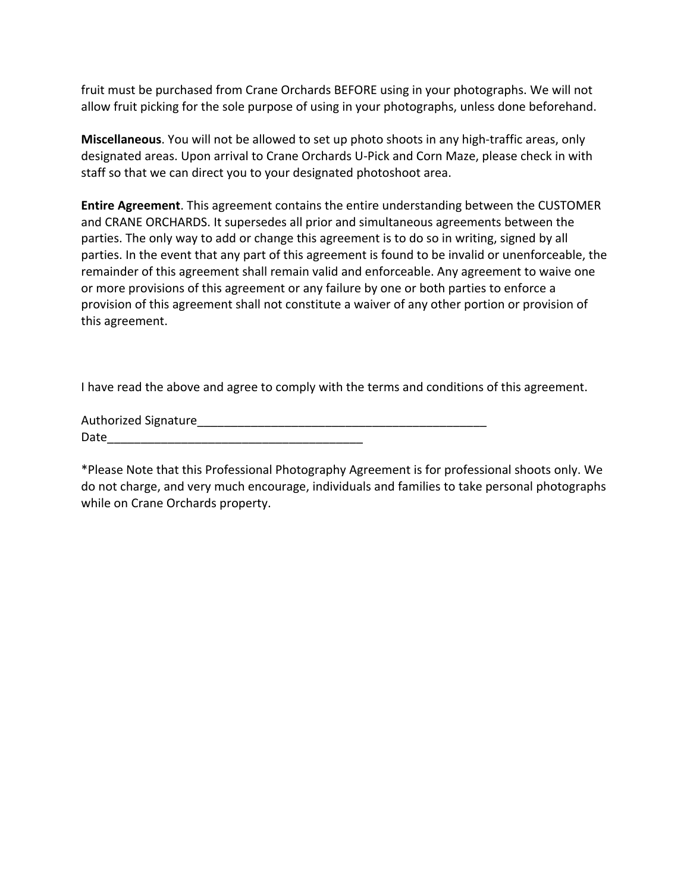fruit must be purchased from Crane Orchards BEFORE using in your photographs. We will not allow fruit picking for the sole purpose of using in your photographs, unless done beforehand.

**Miscellaneous**. You will not be allowed to set up photo shoots in any high-traffic areas, only designated areas. Upon arrival to Crane Orchards U-Pick and Corn Maze, please check in with staff so that we can direct you to your designated photoshoot area.

**Entire Agreement**. This agreement contains the entire understanding between the CUSTOMER and CRANE ORCHARDS. It supersedes all prior and simultaneous agreements between the parties. The only way to add or change this agreement is to do so in writing, signed by all parties. In the event that any part of this agreement is found to be invalid or unenforceable, the remainder of this agreement shall remain valid and enforceable. Any agreement to waive one or more provisions of this agreement or any failure by one or both parties to enforce a provision of this agreement shall not constitute a waiver of any other portion or provision of this agreement.

I have read the above and agree to comply with the terms and conditions of this agreement.

Authorized Signature_____________________________________________
Date_______________________________________

*Please Note that this Professional Photography Agreement is for professional shoots only. We do not charge, and very much encourage, individuals and families to take personal photographs while on Crane Orchards property.